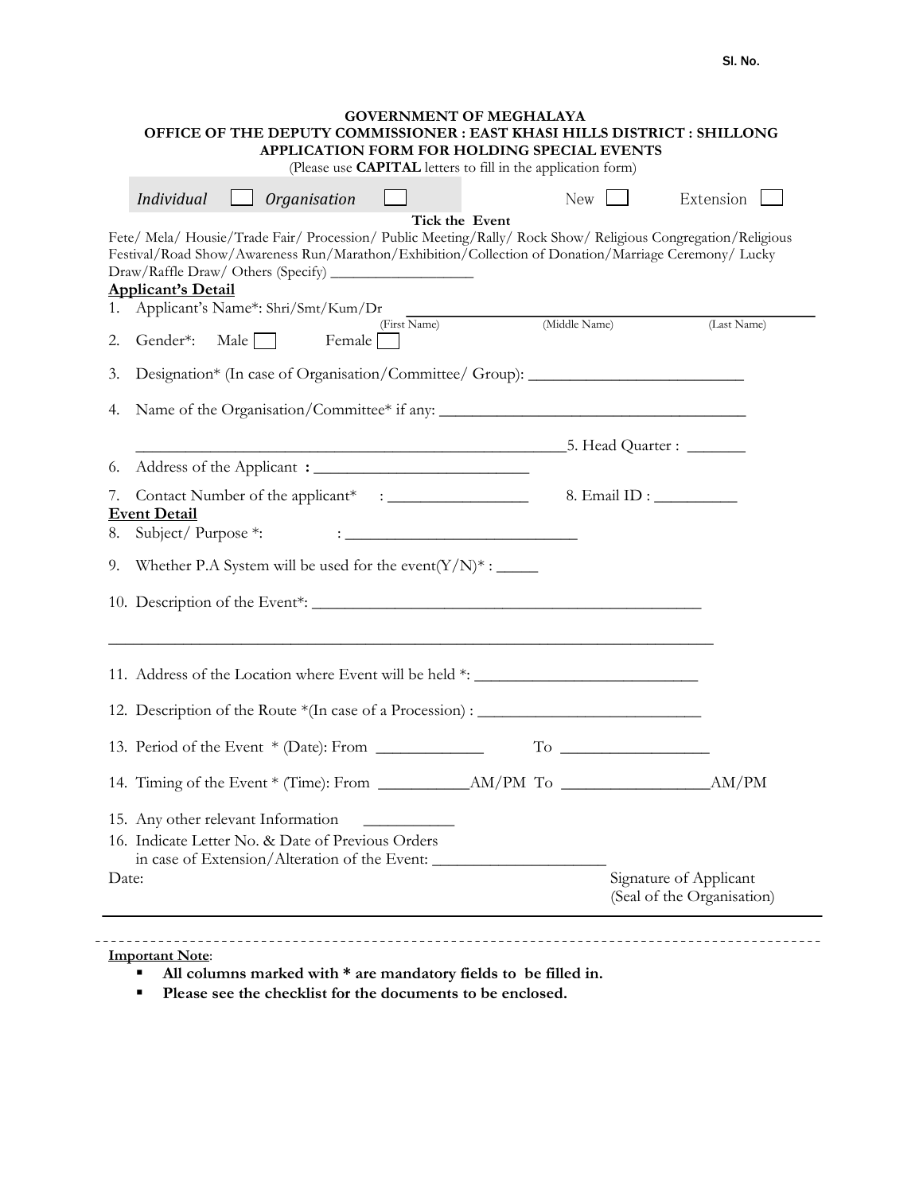Sl. No.

**GOVERNMENT OF MEGHALAYA**
**OFFICE OF THE DEPUTY COMMISSIONER : EAST KHASI HILLS DISTRICT : SHILLONG**
**APPLICATION FORM FOR HOLDING SPECIAL EVENTS**
(Please use **CAPITAL** letters to fill in the application form)

*Individual* ☐ *Organisation* ☐  New ☐  Extension ☐

**Tick the Event**

Fete/ Mela/ Housie/Trade Fair/ Procession/ Public Meeting/Rally/ Rock Show/ Religious Congregation/Religious Festival/Road Show/Awareness Run/Marathon/Exhibition/Collection of Donation/Marriage Ceremony/ Lucky Draw/Raffle Draw/ Others (Specify) __________________

**Applicant's Detail**

1. Applicant's Name*: Shri/Smt/Kum/Dr ______________________________
   (First Name) (Middle Name) (Last Name)
2. Gender*: Male ☐ Female ☐
3. Designation* (In case of Organisation/Committee/ Group): __________________________
4. Name of the Organisation/Committee* if any: _____________________________________

   ____________________________________________________ 5. Head Quarter : _______
6. Address of the Applicant : __________________________
7. Contact Number of the applicant* : _________________ 8. Email ID : __________

**Event Detail**

8. Subject/ Purpose *: : ____________________________
9. Whether P.A System will be used for the event(Y/N)* : _____
10. Description of the Event*: _______________________________________________

    __________________________________________________________________________
11. Address of the Location where Event will be held *: ___________________________
12. Description of the Route *(In case of a Procession) : ___________________________
13. Period of the Event * (Date): From _____________ To __________________
14. Timing of the Event * (Time): From ___________AM/PM To _________________AM/PM
15. Any other relevant Information ___________
16. Indicate Letter No. & Date of Previous Orders in case of Extension/Alteration of the Event: _____________________

Date:

Signature of Applicant
(Seal of the Organisation)

---

**Important Note**:

- **All columns marked with * are mandatory fields to be filled in.**
- **Please see the checklist for the documents to be enclosed.**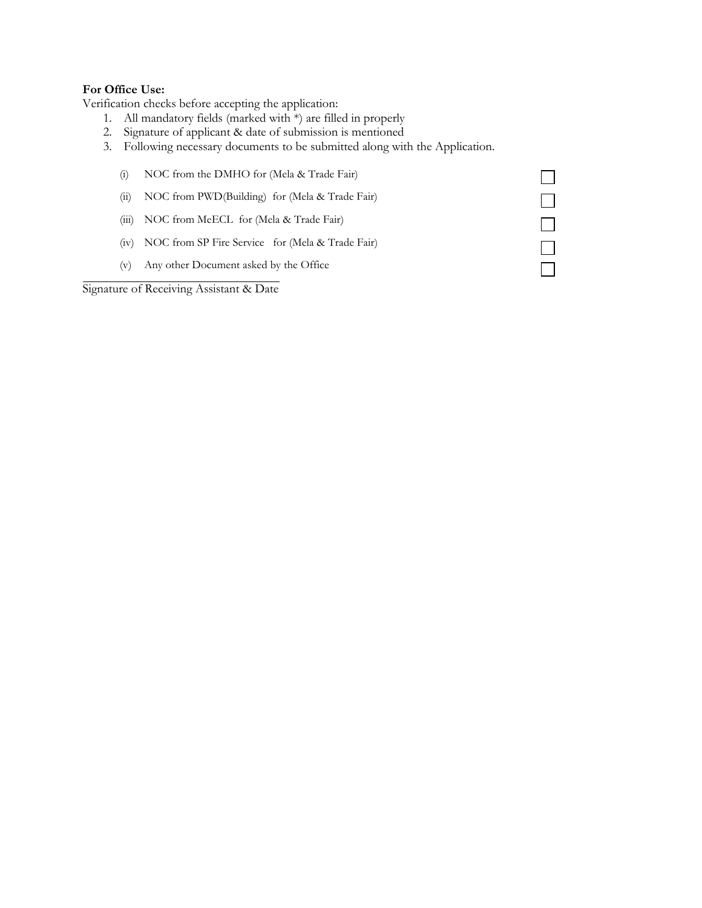**For Office Use:**

Verification checks before accepting the application:

1. All mandatory fields (marked with *) are filled in properly
2. Signature of applicant & date of submission is mentioned
3. Following necessary documents to be submitted along with the Application.

| | | |
|---|---|---|
| (i) | NOC from the DMHO for (Mela & Trade Fair) | ☐ |
| (ii) | NOC from PWD(Building) for (Mela & Trade Fair) | ☐ |
| (iii) | NOC from MeECL for (Mela & Trade Fair) | ☐ |
| (iv) | NOC from SP Fire Service for (Mela & Trade Fair) | ☐ |
| (v) | Any other Document asked by the Office | ☐ |

\_\_\_\_\_\_\_\_\_\_\_\_\_\_\_\_\_\_\_\_\_\_\_\_\_\_\_\_\_\_\_\_\_\_\_\_

Signature of Receiving Assistant & Date